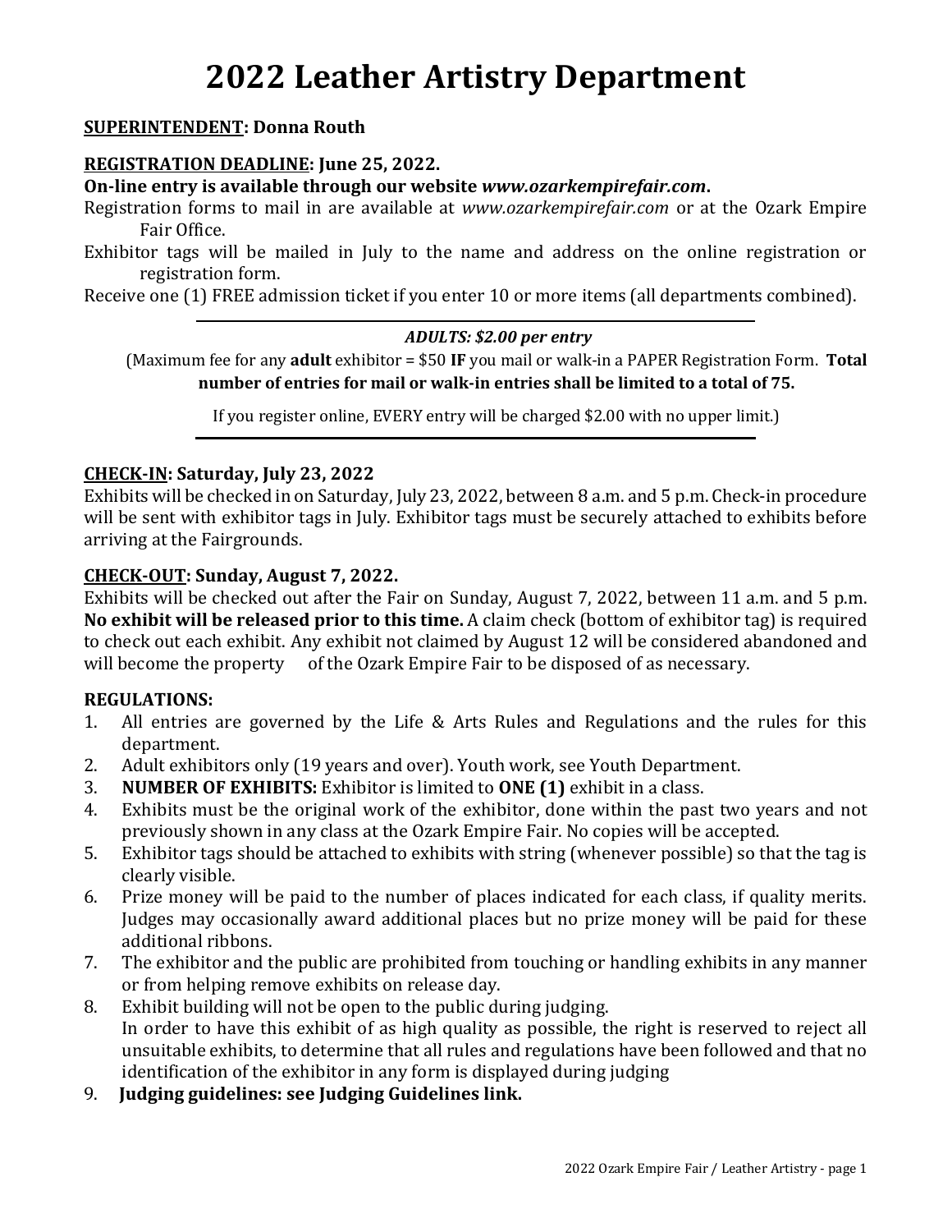# 2022 Leather Artistry Department

**<u>SUPERINTENDENT</u>: Donna Routh**

**<u>REGISTRATION DEADLINE</u>: June 25, 2022.**

**On-line entry is available through our website *www.ozarkempirefair.com*.**

Registration forms to mail in are available at *www.ozarkempirefair.com* or at the Ozark Empire Fair Office.

Exhibitor tags will be mailed in July to the name and address on the online registration or registration form.

Receive one (1) FREE admission ticket if you enter 10 or more items (all departments combined).

---

***ADULTS: $2.00 per entry***

(Maximum fee for any **adult** exhibitor = $50 **IF** you mail or walk-in a PAPER Registration Form. **Total number of entries for mail or walk-in entries shall be limited to a total of 75.**

If you register online, EVERY entry will be charged $2.00 with no upper limit.)

---

**<u>CHECK-IN</u>: Saturday, July 23, 2022**

Exhibits will be checked in on Saturday, July 23, 2022, between 8 a.m. and 5 p.m. Check-in procedure will be sent with exhibitor tags in July. Exhibitor tags must be securely attached to exhibits before arriving at the Fairgrounds.

**<u>CHECK-OUT</u>: Sunday, August 7, 2022.**

Exhibits will be checked out after the Fair on Sunday, August 7, 2022, between 11 a.m. and 5 p.m. **No exhibit will be released prior to this time.** A claim check (bottom of exhibitor tag) is required to check out each exhibit. Any exhibit not claimed by August 12 will be considered abandoned and will become the property of the Ozark Empire Fair to be disposed of as necessary.

**REGULATIONS:**

1. All entries are governed by the Life & Arts Rules and Regulations and the rules for this department.
2. Adult exhibitors only (19 years and over). Youth work, see Youth Department.
3. **NUMBER OF EXHIBITS:** Exhibitor is limited to **ONE (1)** exhibit in a class.
4. Exhibits must be the original work of the exhibitor, done within the past two years and not previously shown in any class at the Ozark Empire Fair. No copies will be accepted.
5. Exhibitor tags should be attached to exhibits with string (whenever possible) so that the tag is clearly visible.
6. Prize money will be paid to the number of places indicated for each class, if quality merits. Judges may occasionally award additional places but no prize money will be paid for these additional ribbons.
7. The exhibitor and the public are prohibited from touching or handling exhibits in any manner or from helping remove exhibits on release day.
8. Exhibit building will not be open to the public during judging.
   In order to have this exhibit of as high quality as possible, the right is reserved to reject all unsuitable exhibits, to determine that all rules and regulations have been followed and that no identification of the exhibitor in any form is displayed during judging
9. **Judging guidelines: see Judging Guidelines link.**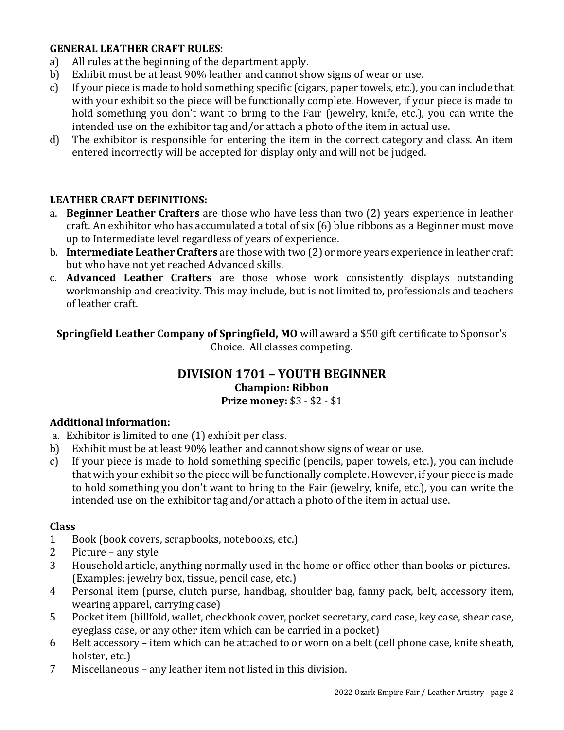**GENERAL LEATHER CRAFT RULES**:

a) All rules at the beginning of the department apply.
b) Exhibit must be at least 90% leather and cannot show signs of wear or use.
c) If your piece is made to hold something specific (cigars, paper towels, etc.), you can include that with your exhibit so the piece will be functionally complete. However, if your piece is made to hold something you don't want to bring to the Fair (jewelry, knife, etc.), you can write the intended use on the exhibitor tag and/or attach a photo of the item in actual use.
d) The exhibitor is responsible for entering the item in the correct category and class. An item entered incorrectly will be accepted for display only and will not be judged.

**LEATHER CRAFT DEFINITIONS:**

a. **Beginner Leather Crafters** are those who have less than two (2) years experience in leather craft. An exhibitor who has accumulated a total of six (6) blue ribbons as a Beginner must move up to Intermediate level regardless of years of experience.
b. **Intermediate Leather Crafters** are those with two (2) or more years experience in leather craft but who have not yet reached Advanced skills.
c. **Advanced Leather Crafters** are those whose work consistently displays outstanding workmanship and creativity. This may include, but is not limited to, professionals and teachers of leather craft.

**Springfield Leather Company of Springfield, MO** will award a $50 gift certificate to Sponsor's Choice. All classes competing.

## DIVISION 1701 – YOUTH BEGINNER

**Champion: Ribbon**

**Prize money:** $3 - $2 - $1

### Additional information:

a. Exhibitor is limited to one (1) exhibit per class.
b) Exhibit must be at least 90% leather and cannot show signs of wear or use.
c) If your piece is made to hold something specific (pencils, paper towels, etc.), you can include that with your exhibit so the piece will be functionally complete. However, if your piece is made to hold something you don't want to bring to the Fair (jewelry, knife, etc.), you can write the intended use on the exhibitor tag and/or attach a photo of the item in actual use.

### Class

1 Book (book covers, scrapbooks, notebooks, etc.)
2 Picture – any style
3 Household article, anything normally used in the home or office other than books or pictures. (Examples: jewelry box, tissue, pencil case, etc.)
4 Personal item (purse, clutch purse, handbag, shoulder bag, fanny pack, belt, accessory item, wearing apparel, carrying case)
5 Pocket item (billfold, wallet, checkbook cover, pocket secretary, card case, key case, shear case, eyeglass case, or any other item which can be carried in a pocket)
6 Belt accessory – item which can be attached to or worn on a belt (cell phone case, knife sheath, holster, etc.)
7 Miscellaneous – any leather item not listed in this division.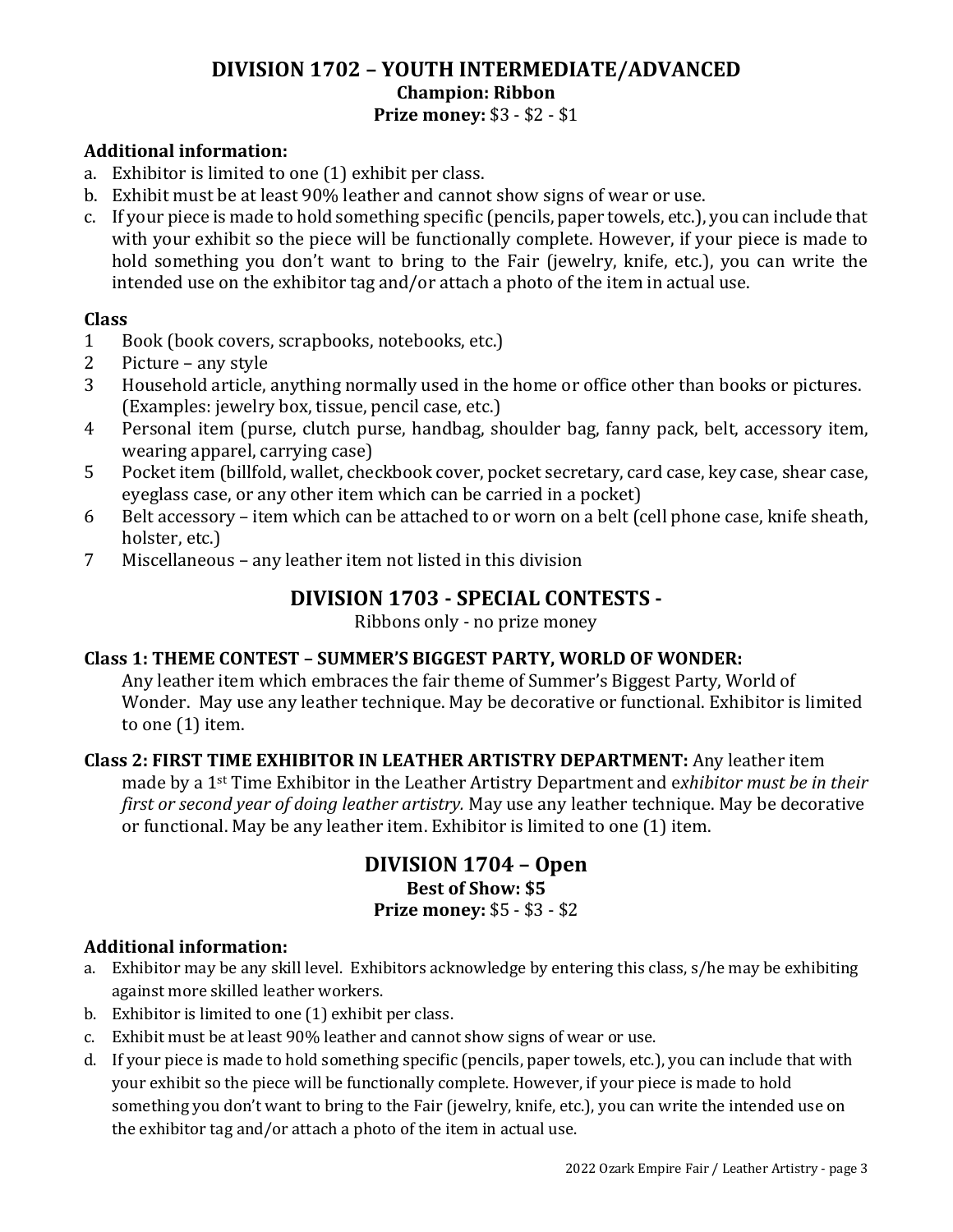## DIVISION 1702 – YOUTH INTERMEDIATE/ADVANCED

**Champion: Ribbon**

**Prize money:** $3 - $2 - $1

**Additional information:**

a. Exhibitor is limited to one (1) exhibit per class.
b. Exhibit must be at least 90% leather and cannot show signs of wear or use.
c. If your piece is made to hold something specific (pencils, paper towels, etc.), you can include that with your exhibit so the piece will be functionally complete. However, if your piece is made to hold something you don't want to bring to the Fair (jewelry, knife, etc.), you can write the intended use on the exhibitor tag and/or attach a photo of the item in actual use.

**Class**

1 Book (book covers, scrapbooks, notebooks, etc.)
2 Picture – any style
3 Household article, anything normally used in the home or office other than books or pictures. (Examples: jewelry box, tissue, pencil case, etc.)
4 Personal item (purse, clutch purse, handbag, shoulder bag, fanny pack, belt, accessory item, wearing apparel, carrying case)
5 Pocket item (billfold, wallet, checkbook cover, pocket secretary, card case, key case, shear case, eyeglass case, or any other item which can be carried in a pocket)
6 Belt accessory – item which can be attached to or worn on a belt (cell phone case, knife sheath, holster, etc.)
7 Miscellaneous – any leather item not listed in this division

## DIVISION 1703 - SPECIAL CONTESTS -

Ribbons only - no prize money

**Class 1: THEME CONTEST – SUMMER'S BIGGEST PARTY, WORLD OF WONDER:**
Any leather item which embraces the fair theme of Summer's Biggest Party, World of Wonder. May use any leather technique. May be decorative or functional. Exhibitor is limited to one (1) item.

**Class 2: FIRST TIME EXHIBITOR IN LEATHER ARTISTRY DEPARTMENT:** Any leather item made by a 1st Time Exhibitor in the Leather Artistry Department and e*xhibitor must be in their first or second year of doing leather artistry.* May use any leather technique. May be decorative or functional. May be any leather item. Exhibitor is limited to one (1) item.

## DIVISION 1704 – Open

**Best of Show: $5**

**Prize money:** $5 - $3 - $2

**Additional information:**

a. Exhibitor may be any skill level. Exhibitors acknowledge by entering this class, s/he may be exhibiting against more skilled leather workers.
b. Exhibitor is limited to one (1) exhibit per class.
c. Exhibit must be at least 90% leather and cannot show signs of wear or use.
d. If your piece is made to hold something specific (pencils, paper towels, etc.), you can include that with your exhibit so the piece will be functionally complete. However, if your piece is made to hold something you don't want to bring to the Fair (jewelry, knife, etc.), you can write the intended use on the exhibitor tag and/or attach a photo of the item in actual use.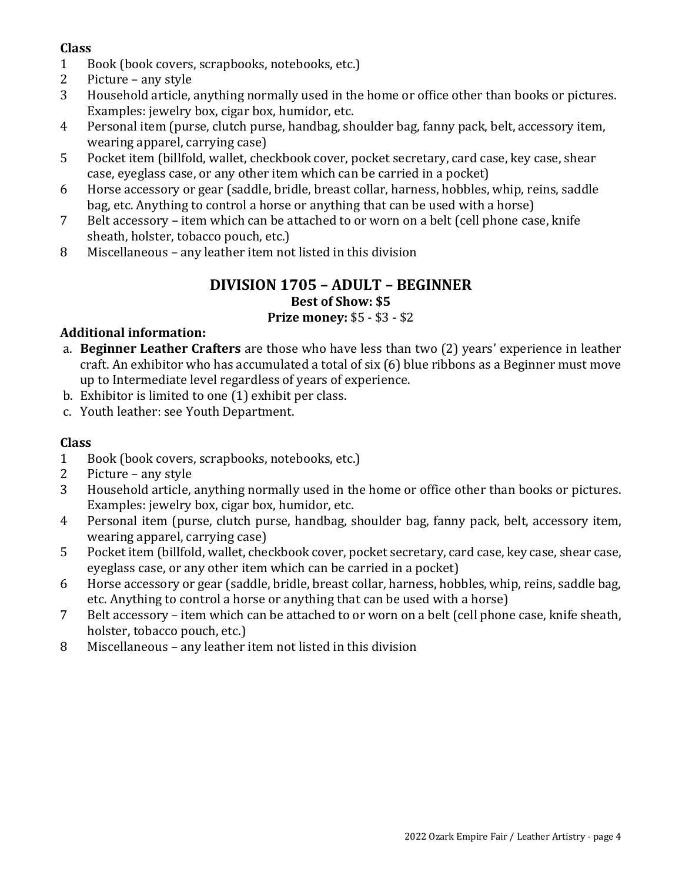**Class**

1. Book (book covers, scrapbooks, notebooks, etc.)
2. Picture – any style
3. Household article, anything normally used in the home or office other than books or pictures. Examples: jewelry box, cigar box, humidor, etc.
4. Personal item (purse, clutch purse, handbag, shoulder bag, fanny pack, belt, accessory item, wearing apparel, carrying case)
5. Pocket item (billfold, wallet, checkbook cover, pocket secretary, card case, key case, shear case, eyeglass case, or any other item which can be carried in a pocket)
6. Horse accessory or gear (saddle, bridle, breast collar, harness, hobbles, whip, reins, saddle bag, etc. Anything to control a horse or anything that can be used with a horse)
7. Belt accessory – item which can be attached to or worn on a belt (cell phone case, knife sheath, holster, tobacco pouch, etc.)
8. Miscellaneous – any leather item not listed in this division

## DIVISION 1705 – ADULT – BEGINNER

**Best of Show: $5**

**Prize money:** $5 - $3 - $2

**Additional information:**

a. **Beginner Leather Crafters** are those who have less than two (2) years' experience in leather craft. An exhibitor who has accumulated a total of six (6) blue ribbons as a Beginner must move up to Intermediate level regardless of years of experience.
b. Exhibitor is limited to one (1) exhibit per class.
c. Youth leather: see Youth Department.

**Class**

1. Book (book covers, scrapbooks, notebooks, etc.)
2. Picture – any style
3. Household article, anything normally used in the home or office other than books or pictures. Examples: jewelry box, cigar box, humidor, etc.
4. Personal item (purse, clutch purse, handbag, shoulder bag, fanny pack, belt, accessory item, wearing apparel, carrying case)
5. Pocket item (billfold, wallet, checkbook cover, pocket secretary, card case, key case, shear case, eyeglass case, or any other item which can be carried in a pocket)
6. Horse accessory or gear (saddle, bridle, breast collar, harness, hobbles, whip, reins, saddle bag, etc. Anything to control a horse or anything that can be used with a horse)
7. Belt accessory – item which can be attached to or worn on a belt (cell phone case, knife sheath, holster, tobacco pouch, etc.)
8. Miscellaneous – any leather item not listed in this division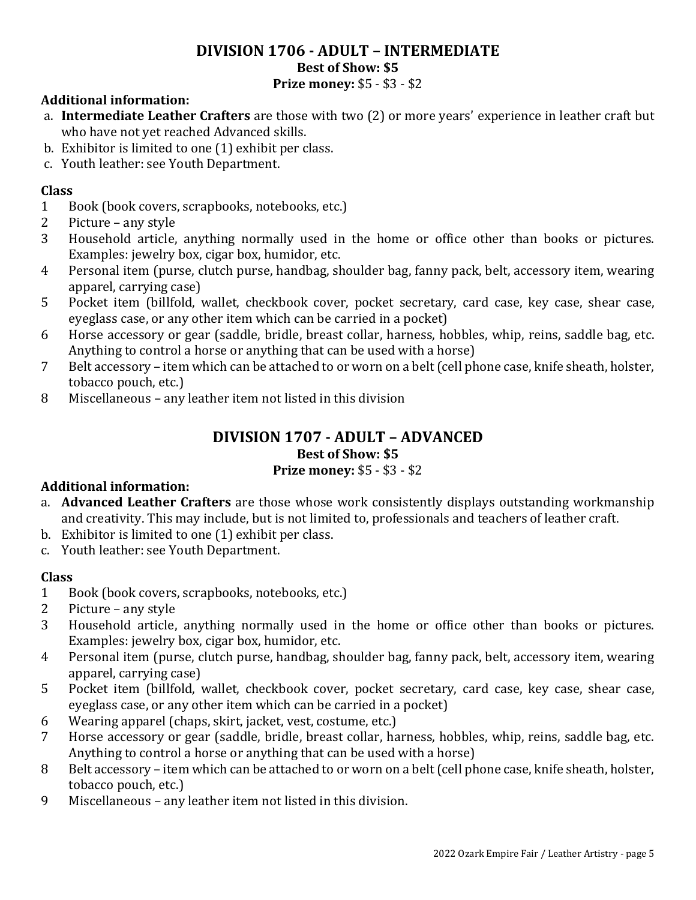## DIVISION 1706 - ADULT – INTERMEDIATE

**Best of Show: $5**

**Prize money:** $5 - $3 - $2

**Additional information:**

a. **Intermediate Leather Crafters** are those with two (2) or more years' experience in leather craft but who have not yet reached Advanced skills.
b. Exhibitor is limited to one (1) exhibit per class.
c. Youth leather: see Youth Department.

**Class**

1 Book (book covers, scrapbooks, notebooks, etc.)
2 Picture – any style
3 Household article, anything normally used in the home or office other than books or pictures. Examples: jewelry box, cigar box, humidor, etc.
4 Personal item (purse, clutch purse, handbag, shoulder bag, fanny pack, belt, accessory item, wearing apparel, carrying case)
5 Pocket item (billfold, wallet, checkbook cover, pocket secretary, card case, key case, shear case, eyeglass case, or any other item which can be carried in a pocket)
6 Horse accessory or gear (saddle, bridle, breast collar, harness, hobbles, whip, reins, saddle bag, etc. Anything to control a horse or anything that can be used with a horse)
7 Belt accessory – item which can be attached to or worn on a belt (cell phone case, knife sheath, holster, tobacco pouch, etc.)
8 Miscellaneous – any leather item not listed in this division

## DIVISION 1707 - ADULT – ADVANCED

**Best of Show: $5**

**Prize money:** $5 - $3 - $2

**Additional information:**

a. **Advanced Leather Crafters** are those whose work consistently displays outstanding workmanship and creativity. This may include, but is not limited to, professionals and teachers of leather craft.
b. Exhibitor is limited to one (1) exhibit per class.
c. Youth leather: see Youth Department.

**Class**

1 Book (book covers, scrapbooks, notebooks, etc.)
2 Picture – any style
3 Household article, anything normally used in the home or office other than books or pictures. Examples: jewelry box, cigar box, humidor, etc.
4 Personal item (purse, clutch purse, handbag, shoulder bag, fanny pack, belt, accessory item, wearing apparel, carrying case)
5 Pocket item (billfold, wallet, checkbook cover, pocket secretary, card case, key case, shear case, eyeglass case, or any other item which can be carried in a pocket)
6 Wearing apparel (chaps, skirt, jacket, vest, costume, etc.)
7 Horse accessory or gear (saddle, bridle, breast collar, harness, hobbles, whip, reins, saddle bag, etc. Anything to control a horse or anything that can be used with a horse)
8 Belt accessory – item which can be attached to or worn on a belt (cell phone case, knife sheath, holster, tobacco pouch, etc.)
9 Miscellaneous – any leather item not listed in this division.